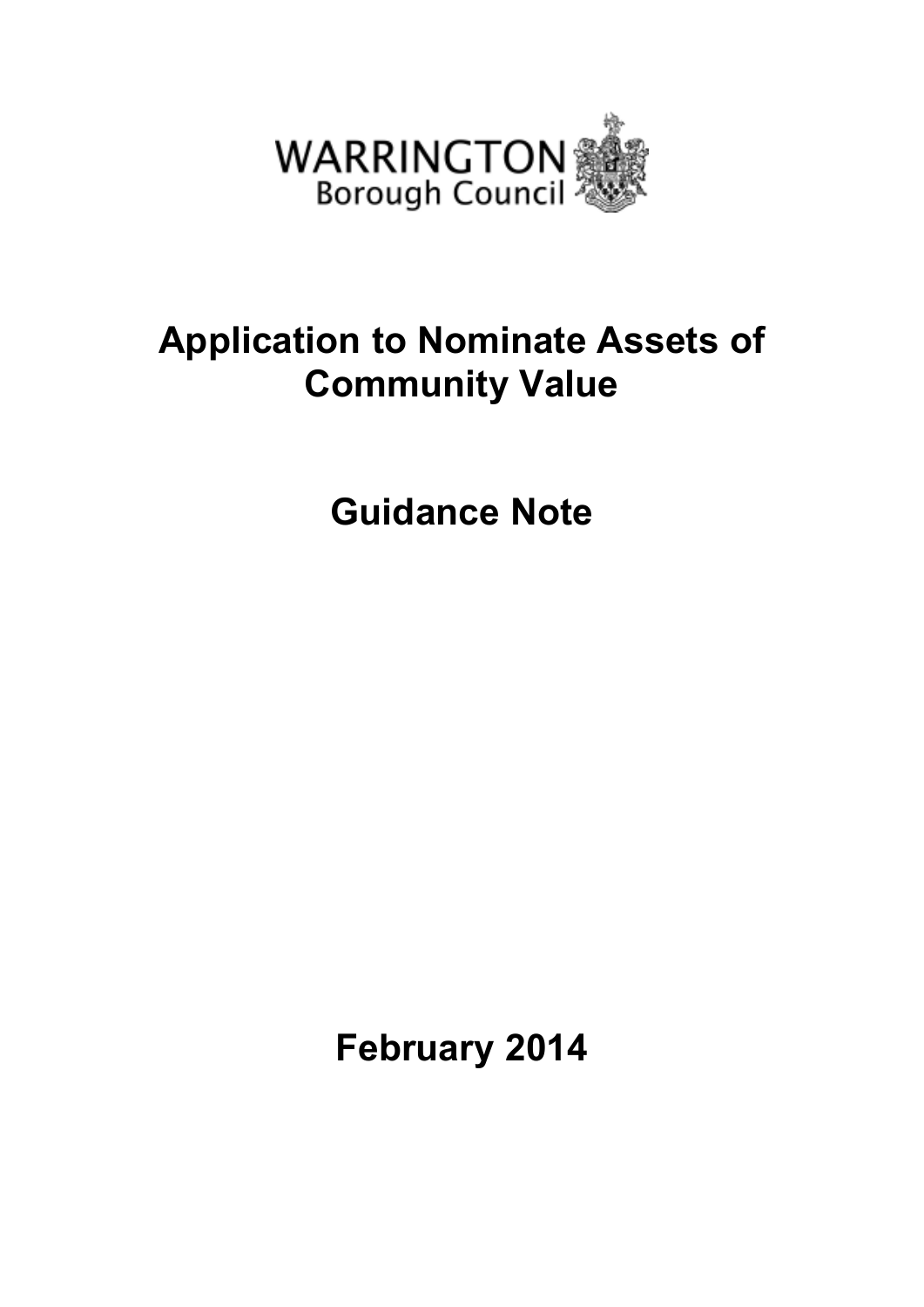WARRINGTON
Borough Council

# Application to Nominate Assets of Community Value

## Guidance Note

## February 2014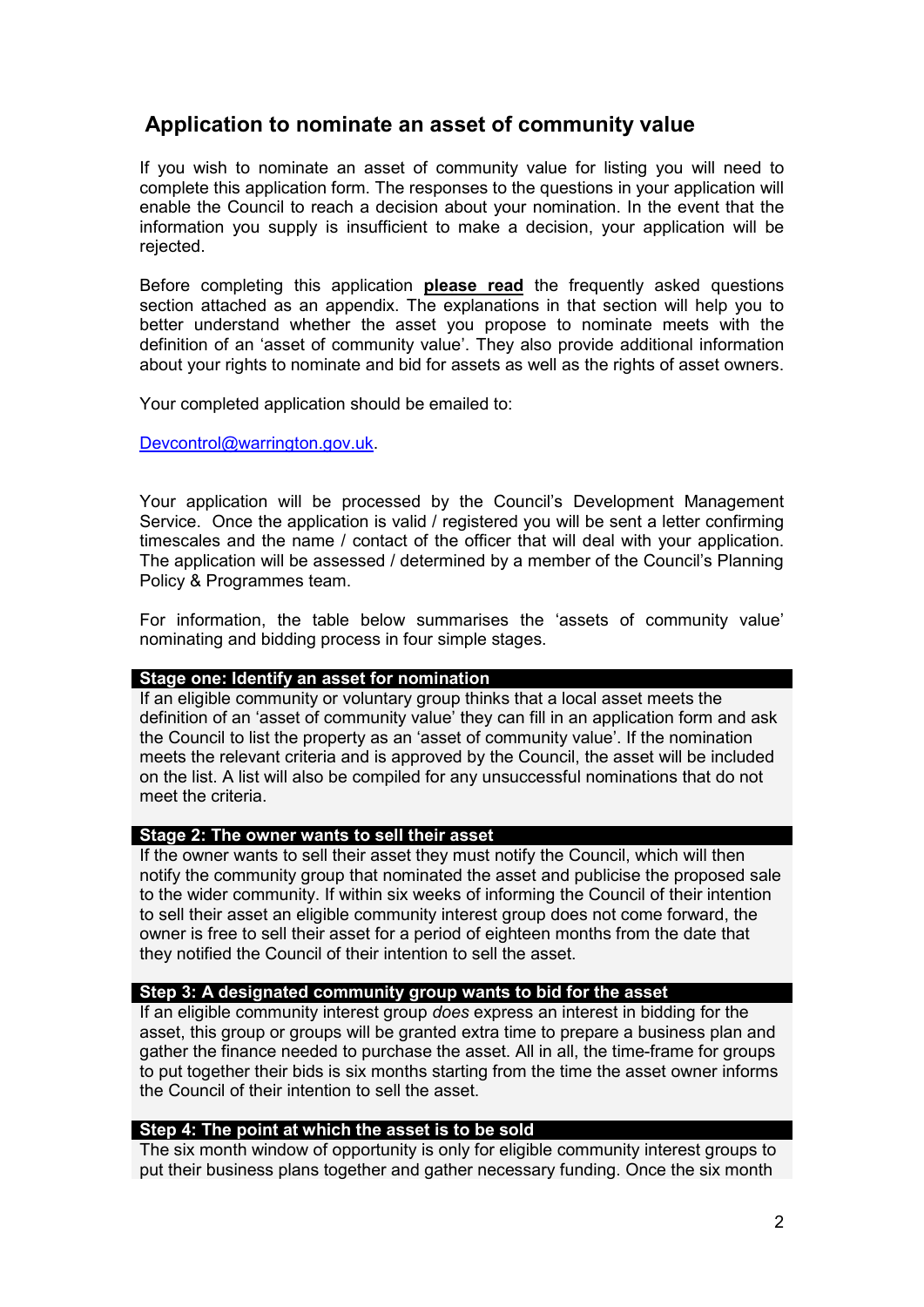## Application to nominate an asset of community value

If you wish to nominate an asset of community value for listing you will need to complete this application form. The responses to the questions in your application will enable the Council to reach a decision about your nomination. In the event that the information you supply is insufficient to make a decision, your application will be rejected.

Before completing this application **please read** the frequently asked questions section attached as an appendix. The explanations in that section will help you to better understand whether the asset you propose to nominate meets with the definition of an 'asset of community value'. They also provide additional information about your rights to nominate and bid for assets as well as the rights of asset owners.

Your completed application should be emailed to:

Devcontrol@warrington.gov.uk.

Your application will be processed by the Council's Development Management Service. Once the application is valid / registered you will be sent a letter confirming timescales and the name / contact of the officer that will deal with your application. The application will be assessed / determined by a member of the Council's Planning Policy & Programmes team.

For information, the table below summarises the 'assets of community value' nominating and bidding process in four simple stages.

**Stage one: Identify an asset for nomination**

If an eligible community or voluntary group thinks that a local asset meets the definition of an 'asset of community value' they can fill in an application form and ask the Council to list the property as an 'asset of community value'. If the nomination meets the relevant criteria and is approved by the Council, the asset will be included on the list. A list will also be compiled for any unsuccessful nominations that do not meet the criteria.

**Stage 2: The owner wants to sell their asset**

If the owner wants to sell their asset they must notify the Council, which will then notify the community group that nominated the asset and publicise the proposed sale to the wider community. If within six weeks of informing the Council of their intention to sell their asset an eligible community interest group does not come forward, the owner is free to sell their asset for a period of eighteen months from the date that they notified the Council of their intention to sell the asset.

**Step 3: A designated community group wants to bid for the asset**

If an eligible community interest group *does* express an interest in bidding for the asset, this group or groups will be granted extra time to prepare a business plan and gather the finance needed to purchase the asset. All in all, the time-frame for groups to put together their bids is six months starting from the time the asset owner informs the Council of their intention to sell the asset.

**Step 4: The point at which the asset is to be sold**

The six month window of opportunity is only for eligible community interest groups to put their business plans together and gather necessary funding. Once the six month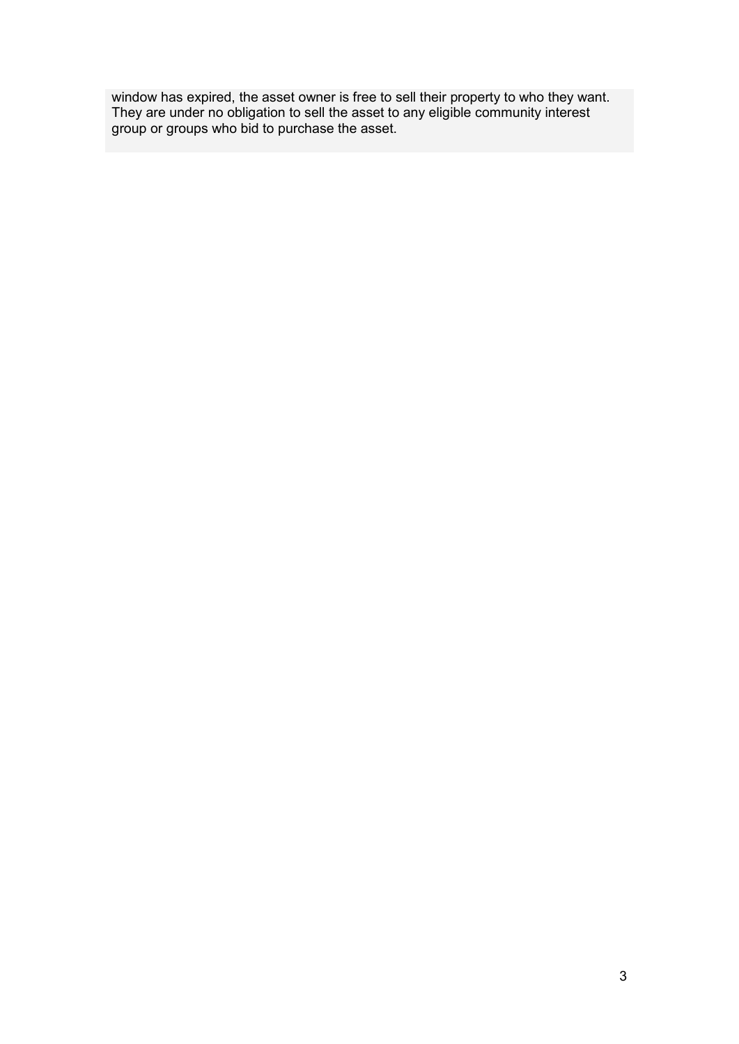window has expired, the asset owner is free to sell their property to who they want. They are under no obligation to sell the asset to any eligible community interest group or groups who bid to purchase the asset.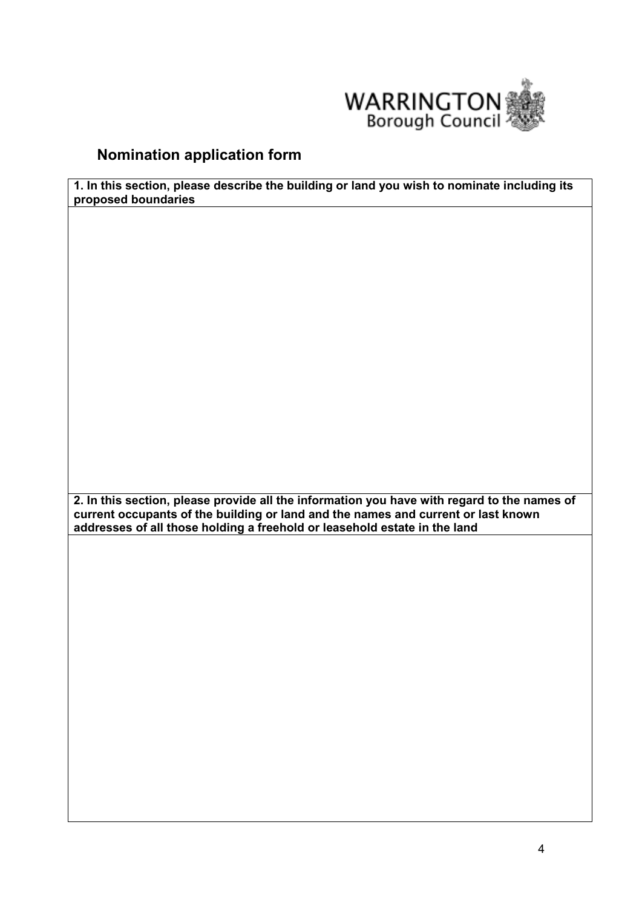WARRINGTON Borough Council

## Nomination application form

| 1. In this section, please describe the building or land you wish to nominate including its proposed boundaries |
| --- |
| |

| 2. In this section, please provide all the information you have with regard to the names of current occupants of the building or land and the names and current or last known addresses of all those holding a freehold or leasehold estate in the land |
| --- |
| |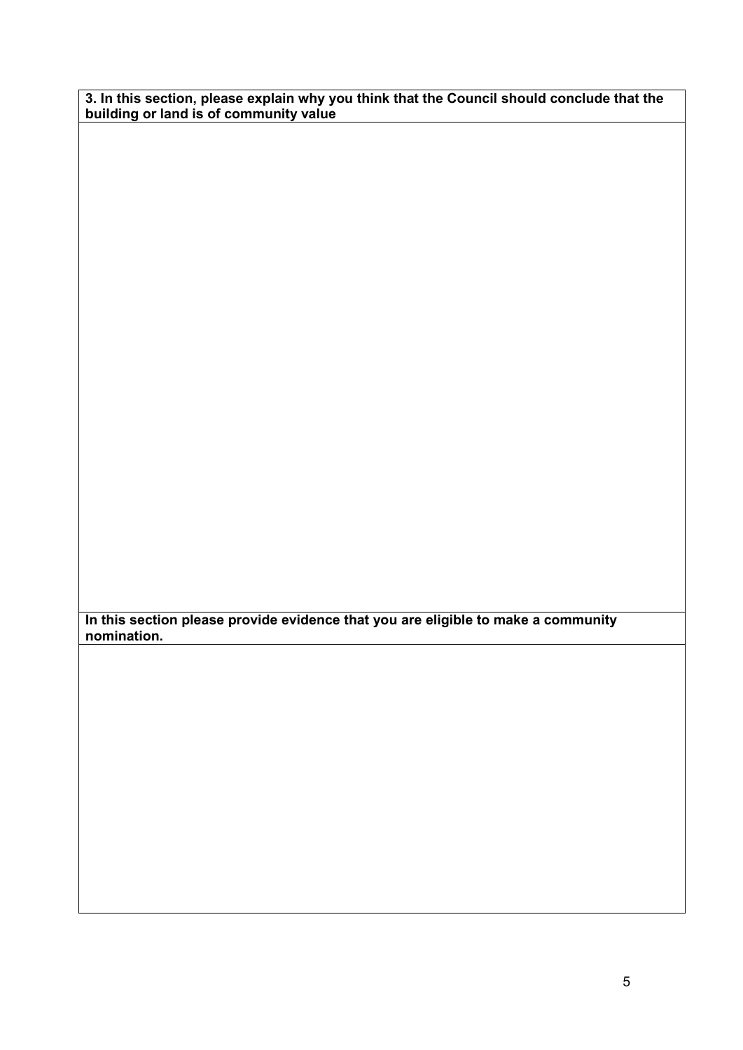| **3. In this section, please explain why you think that the Council should conclude that the building or land is of community value** |
|---|
| |

| **In this section please provide evidence that you are eligible to make a community nomination.** |
|---|
| |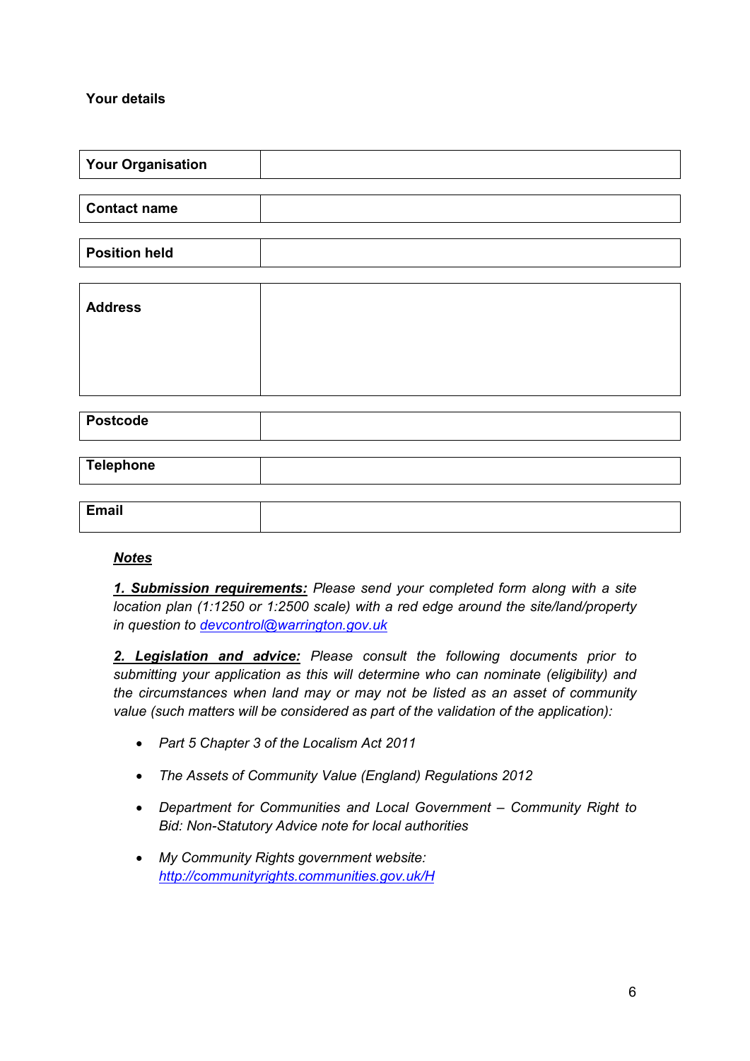**Your details**

| | |
|---|---|
| **Your Organisation** | |
| **Contact name** | |
| **Position held** | |
| **Address** | |
| **Postcode** | |
| **Telephone** | |
| **Email** | |

***Notes***

***1. Submission requirements:*** *Please send your completed form along with a site location plan (1:1250 or 1:2500 scale) with a red edge around the site/land/property in question to [devcontrol@warrington.gov.uk](mailto:devcontrol@warrington.gov.uk)*

***2. Legislation and advice:*** *Please consult the following documents prior to submitting your application as this will determine who can nominate (eligibility) and the circumstances when land may or may not be listed as an asset of community value (such matters will be considered as part of the validation of the application):*

- *Part 5 Chapter 3 of the Localism Act 2011*
- *The Assets of Community Value (England) Regulations 2012*
- *Department for Communities and Local Government – Community Right to Bid: Non-Statutory Advice note for local authorities*
- *My Community Rights government website: [http://communityrights.communities.gov.uk/H](http://communityrights.communities.gov.uk/H)*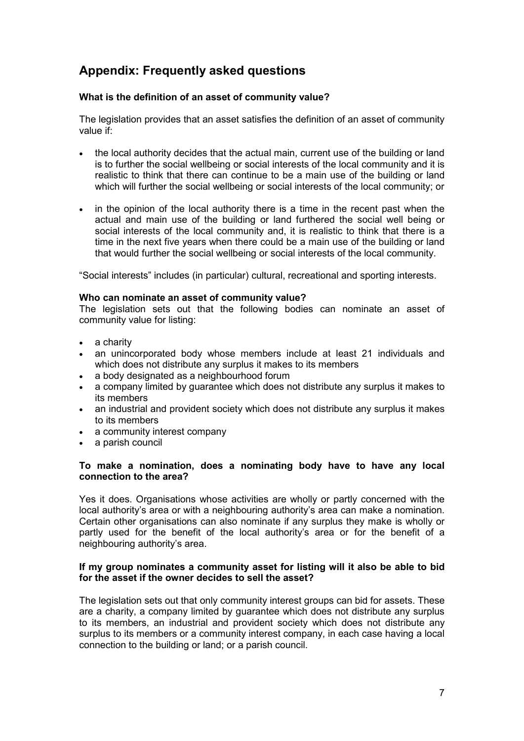## Appendix: Frequently asked questions

**What is the definition of an asset of community value?**

The legislation provides that an asset satisfies the definition of an asset of community value if:

- the local authority decides that the actual main, current use of the building or land is to further the social wellbeing or social interests of the local community and it is realistic to think that there can continue to be a main use of the building or land which will further the social wellbeing or social interests of the local community; or
- in the opinion of the local authority there is a time in the recent past when the actual and main use of the building or land furthered the social well being or social interests of the local community and, it is realistic to think that there is a time in the next five years when there could be a main use of the building or land that would further the social wellbeing or social interests of the local community.

"Social interests" includes (in particular) cultural, recreational and sporting interests.

**Who can nominate an asset of community value?**

The legislation sets out that the following bodies can nominate an asset of community value for listing:

- a charity
- an unincorporated body whose members include at least 21 individuals and which does not distribute any surplus it makes to its members
- a body designated as a neighbourhood forum
- a company limited by guarantee which does not distribute any surplus it makes to its members
- an industrial and provident society which does not distribute any surplus it makes to its members
- a community interest company
- a parish council

**To make a nomination, does a nominating body have to have any local connection to the area?**

Yes it does. Organisations whose activities are wholly or partly concerned with the local authority's area or with a neighbouring authority's area can make a nomination. Certain other organisations can also nominate if any surplus they make is wholly or partly used for the benefit of the local authority's area or for the benefit of a neighbouring authority's area.

**If my group nominates a community asset for listing will it also be able to bid for the asset if the owner decides to sell the asset?**

The legislation sets out that only community interest groups can bid for assets. These are a charity, a company limited by guarantee which does not distribute any surplus to its members, an industrial and provident society which does not distribute any surplus to its members or a community interest company, in each case having a local connection to the building or land; or a parish council.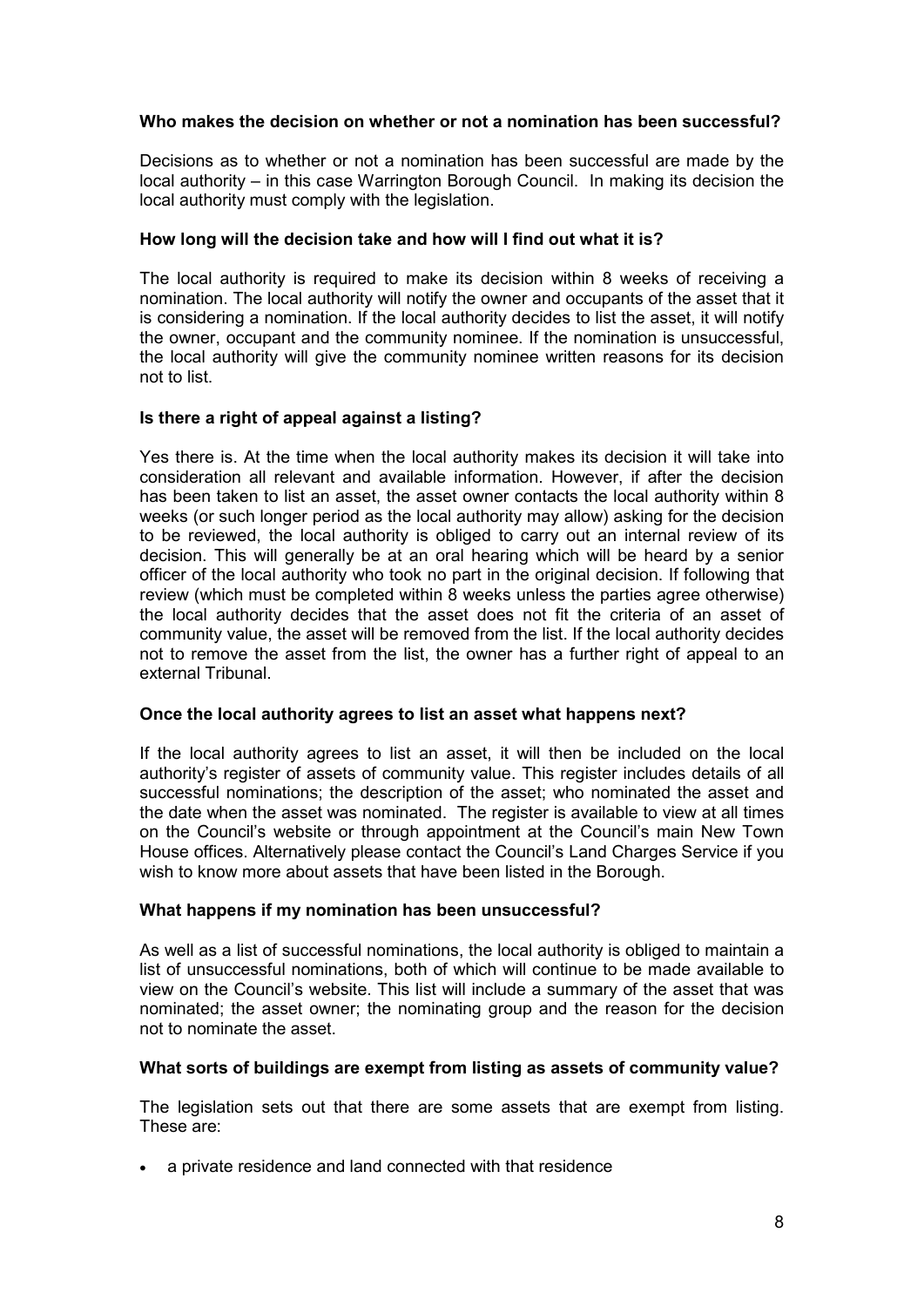**Who makes the decision on whether or not a nomination has been successful?**

Decisions as to whether or not a nomination has been successful are made by the local authority – in this case Warrington Borough Council. In making its decision the local authority must comply with the legislation.

**How long will the decision take and how will I find out what it is?**

The local authority is required to make its decision within 8 weeks of receiving a nomination. The local authority will notify the owner and occupants of the asset that it is considering a nomination. If the local authority decides to list the asset, it will notify the owner, occupant and the community nominee. If the nomination is unsuccessful, the local authority will give the community nominee written reasons for its decision not to list.

**Is there a right of appeal against a listing?**

Yes there is. At the time when the local authority makes its decision it will take into consideration all relevant and available information. However, if after the decision has been taken to list an asset, the asset owner contacts the local authority within 8 weeks (or such longer period as the local authority may allow) asking for the decision to be reviewed, the local authority is obliged to carry out an internal review of its decision. This will generally be at an oral hearing which will be heard by a senior officer of the local authority who took no part in the original decision. If following that review (which must be completed within 8 weeks unless the parties agree otherwise) the local authority decides that the asset does not fit the criteria of an asset of community value, the asset will be removed from the list. If the local authority decides not to remove the asset from the list, the owner has a further right of appeal to an external Tribunal.

**Once the local authority agrees to list an asset what happens next?**

If the local authority agrees to list an asset, it will then be included on the local authority's register of assets of community value. This register includes details of all successful nominations; the description of the asset; who nominated the asset and the date when the asset was nominated. The register is available to view at all times on the Council's website or through appointment at the Council's main New Town House offices. Alternatively please contact the Council's Land Charges Service if you wish to know more about assets that have been listed in the Borough.

**What happens if my nomination has been unsuccessful?**

As well as a list of successful nominations, the local authority is obliged to maintain a list of unsuccessful nominations, both of which will continue to be made available to view on the Council's website. This list will include a summary of the asset that was nominated; the asset owner; the nominating group and the reason for the decision not to nominate the asset.

**What sorts of buildings are exempt from listing as assets of community value?**

The legislation sets out that there are some assets that are exempt from listing. These are:

- a private residence and land connected with that residence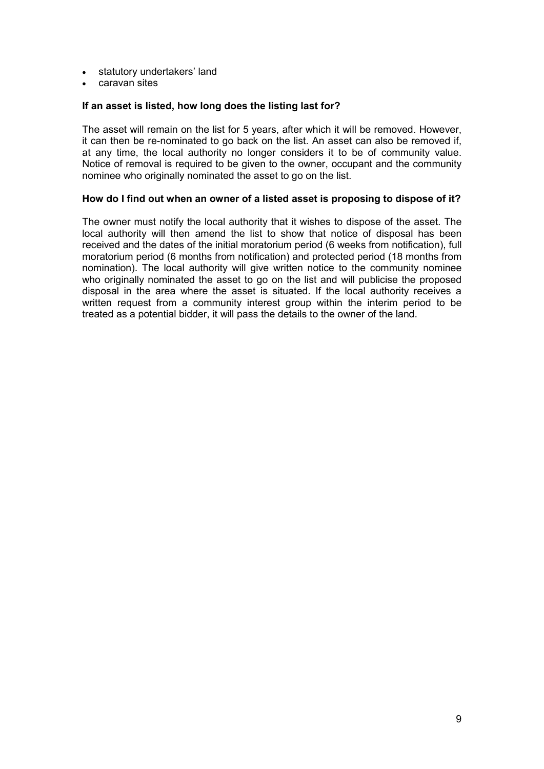- statutory undertakers' land
- caravan sites

**If an asset is listed, how long does the listing last for?**

The asset will remain on the list for 5 years, after which it will be removed. However, it can then be re-nominated to go back on the list. An asset can also be removed if, at any time, the local authority no longer considers it to be of community value. Notice of removal is required to be given to the owner, occupant and the community nominee who originally nominated the asset to go on the list.

**How do I find out when an owner of a listed asset is proposing to dispose of it?**

The owner must notify the local authority that it wishes to dispose of the asset. The local authority will then amend the list to show that notice of disposal has been received and the dates of the initial moratorium period (6 weeks from notification), full moratorium period (6 months from notification) and protected period (18 months from nomination). The local authority will give written notice to the community nominee who originally nominated the asset to go on the list and will publicise the proposed disposal in the area where the asset is situated. If the local authority receives a written request from a community interest group within the interim period to be treated as a potential bidder, it will pass the details to the owner of the land.